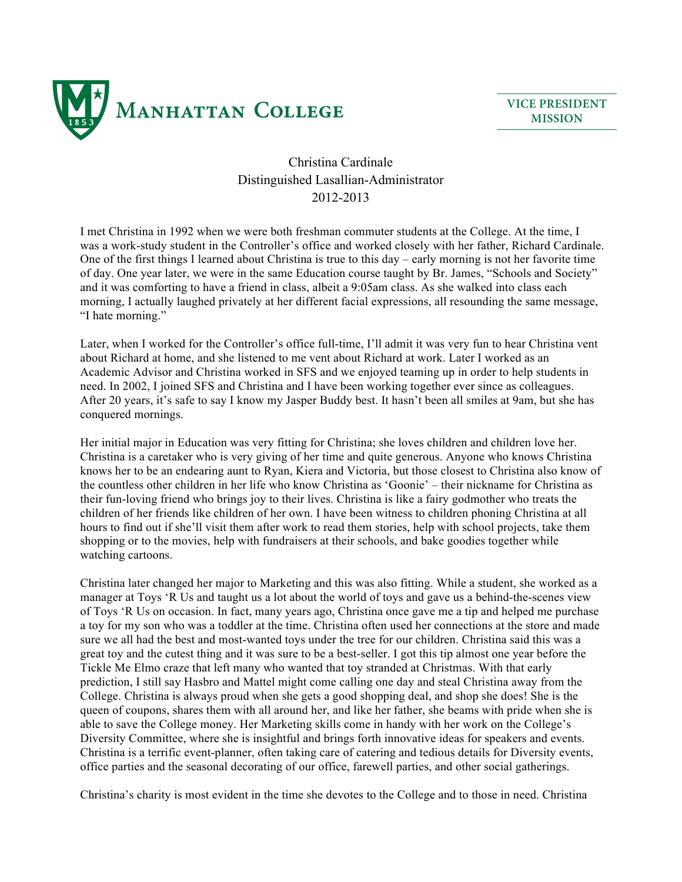**MANHATTAN COLLEGE**

**VICE PRESIDENT MISSION**

Christina Cardinale
Distinguished Lasallian-Administrator
2012-2013

I met Christina in 1992 when we were both freshman commuter students at the College. At the time, I was a work-study student in the Controller's office and worked closely with her father, Richard Cardinale. One of the first things I learned about Christina is true to this day – early morning is not her favorite time of day. One year later, we were in the same Education course taught by Br. James, "Schools and Society" and it was comforting to have a friend in class, albeit a 9:05am class. As she walked into class each morning, I actually laughed privately at her different facial expressions, all resounding the same message, "I hate morning."

Later, when I worked for the Controller's office full-time, I'll admit it was very fun to hear Christina vent about Richard at home, and she listened to me vent about Richard at work. Later I worked as an Academic Advisor and Christina worked in SFS and we enjoyed teaming up in order to help students in need. In 2002, I joined SFS and Christina and I have been working together ever since as colleagues. After 20 years, it's safe to say I know my Jasper Buddy best. It hasn't been all smiles at 9am, but she has conquered mornings.

Her initial major in Education was very fitting for Christina; she loves children and children love her. Christina is a caretaker who is very giving of her time and quite generous. Anyone who knows Christina knows her to be an endearing aunt to Ryan, Kiera and Victoria, but those closest to Christina also know of the countless other children in her life who know Christina as 'Goonie' – their nickname for Christina as their fun-loving friend who brings joy to their lives. Christina is like a fairy godmother who treats the children of her friends like children of her own. I have been witness to children phoning Christina at all hours to find out if she'll visit them after work to read them stories, help with school projects, take them shopping or to the movies, help with fundraisers at their schools, and bake goodies together while watching cartoons.

Christina later changed her major to Marketing and this was also fitting. While a student, she worked as a manager at Toys 'R Us and taught us a lot about the world of toys and gave us a behind-the-scenes view of Toys 'R Us on occasion. In fact, many years ago, Christina once gave me a tip and helped me purchase a toy for my son who was a toddler at the time. Christina often used her connections at the store and made sure we all had the best and most-wanted toys under the tree for our children. Christina said this was a great toy and the cutest thing and it was sure to be a best-seller. I got this tip almost one year before the Tickle Me Elmo craze that left many who wanted that toy stranded at Christmas. With that early prediction, I still say Hasbro and Mattel might come calling one day and steal Christina away from the College. Christina is always proud when she gets a good shopping deal, and shop she does! She is the queen of coupons, shares them with all around her, and like her father, she beams with pride when she is able to save the College money. Her Marketing skills come in handy with her work on the College's Diversity Committee, where she is insightful and brings forth innovative ideas for speakers and events. Christina is a terrific event-planner, often taking care of catering and tedious details for Diversity events, office parties and the seasonal decorating of our office, farewell parties, and other social gatherings.

Christina's charity is most evident in the time she devotes to the College and to those in need. Christina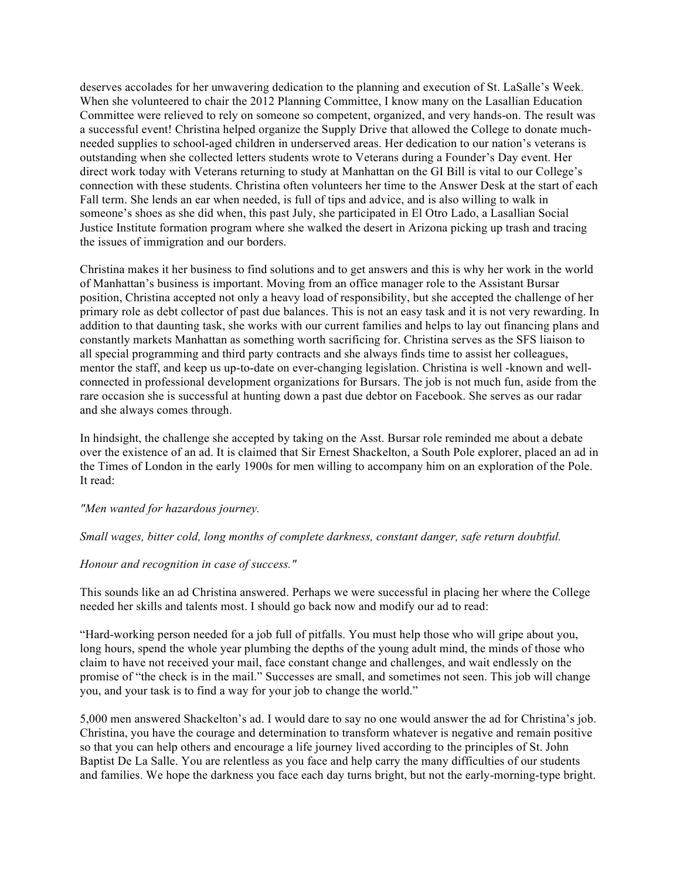deserves accolades for her unwavering dedication to the planning and execution of St. LaSalle's Week. When she volunteered to chair the 2012 Planning Committee, I know many on the Lasallian Education Committee were relieved to rely on someone so competent, organized, and very hands-on. The result was a successful event! Christina helped organize the Supply Drive that allowed the College to donate much-needed supplies to school-aged children in underserved areas. Her dedication to our nation's veterans is outstanding when she collected letters students wrote to Veterans during a Founder's Day event. Her direct work today with Veterans returning to study at Manhattan on the GI Bill is vital to our College's connection with these students. Christina often volunteers her time to the Answer Desk at the start of each Fall term. She lends an ear when needed, is full of tips and advice, and is also willing to walk in someone's shoes as she did when, this past July, she participated in El Otro Lado, a Lasallian Social Justice Institute formation program where she walked the desert in Arizona picking up trash and tracing the issues of immigration and our borders.

Christina makes it her business to find solutions and to get answers and this is why her work in the world of Manhattan's business is important. Moving from an office manager role to the Assistant Bursar position, Christina accepted not only a heavy load of responsibility, but she accepted the challenge of her primary role as debt collector of past due balances. This is not an easy task and it is not very rewarding. In addition to that daunting task, she works with our current families and helps to lay out financing plans and constantly markets Manhattan as something worth sacrificing for. Christina serves as the SFS liaison to all special programming and third party contracts and she always finds time to assist her colleagues, mentor the staff, and keep us up-to-date on ever-changing legislation. Christina is well -known and well-connected in professional development organizations for Bursars. The job is not much fun, aside from the rare occasion she is successful at hunting down a past due debtor on Facebook. She serves as our radar and she always comes through.

In hindsight, the challenge she accepted by taking on the Asst. Bursar role reminded me about a debate over the existence of an ad. It is claimed that Sir Ernest Shackelton, a South Pole explorer, placed an ad in the Times of London in the early 1900s for men willing to accompany him on an exploration of the Pole. It read:

*"Men wanted for hazardous journey.*

*Small wages, bitter cold, long months of complete darkness, constant danger, safe return doubtful.*

*Honour and recognition in case of success."*

This sounds like an ad Christina answered. Perhaps we were successful in placing her where the College needed her skills and talents most. I should go back now and modify our ad to read:

"Hard-working person needed for a job full of pitfalls. You must help those who will gripe about you, long hours, spend the whole year plumbing the depths of the young adult mind, the minds of those who claim to have not received your mail, face constant change and challenges, and wait endlessly on the promise of "the check is in the mail." Successes are small, and sometimes not seen. This job will change you, and your task is to find a way for your job to change the world."

5,000 men answered Shackelton's ad. I would dare to say no one would answer the ad for Christina's job. Christina, you have the courage and determination to transform whatever is negative and remain positive so that you can help others and encourage a life journey lived according to the principles of St. John Baptist De La Salle. You are relentless as you face and help carry the many difficulties of our students and families. We hope the darkness you face each day turns bright, but not the early-morning-type bright.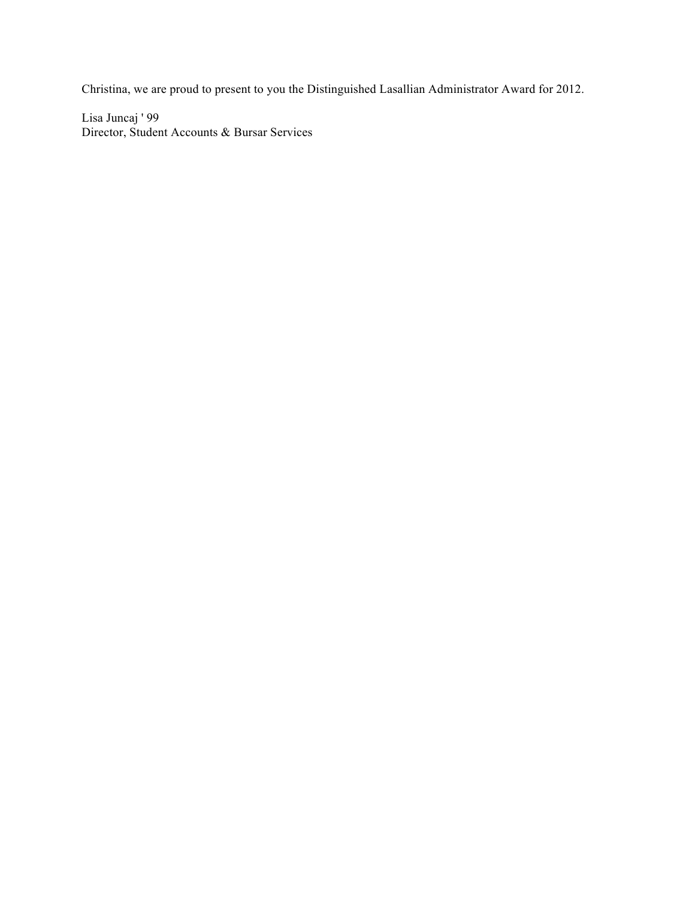Christina, we are proud to present to you the Distinguished Lasallian Administrator Award for 2012.

Lisa Juncaj ' 99  
Director, Student Accounts & Bursar Services